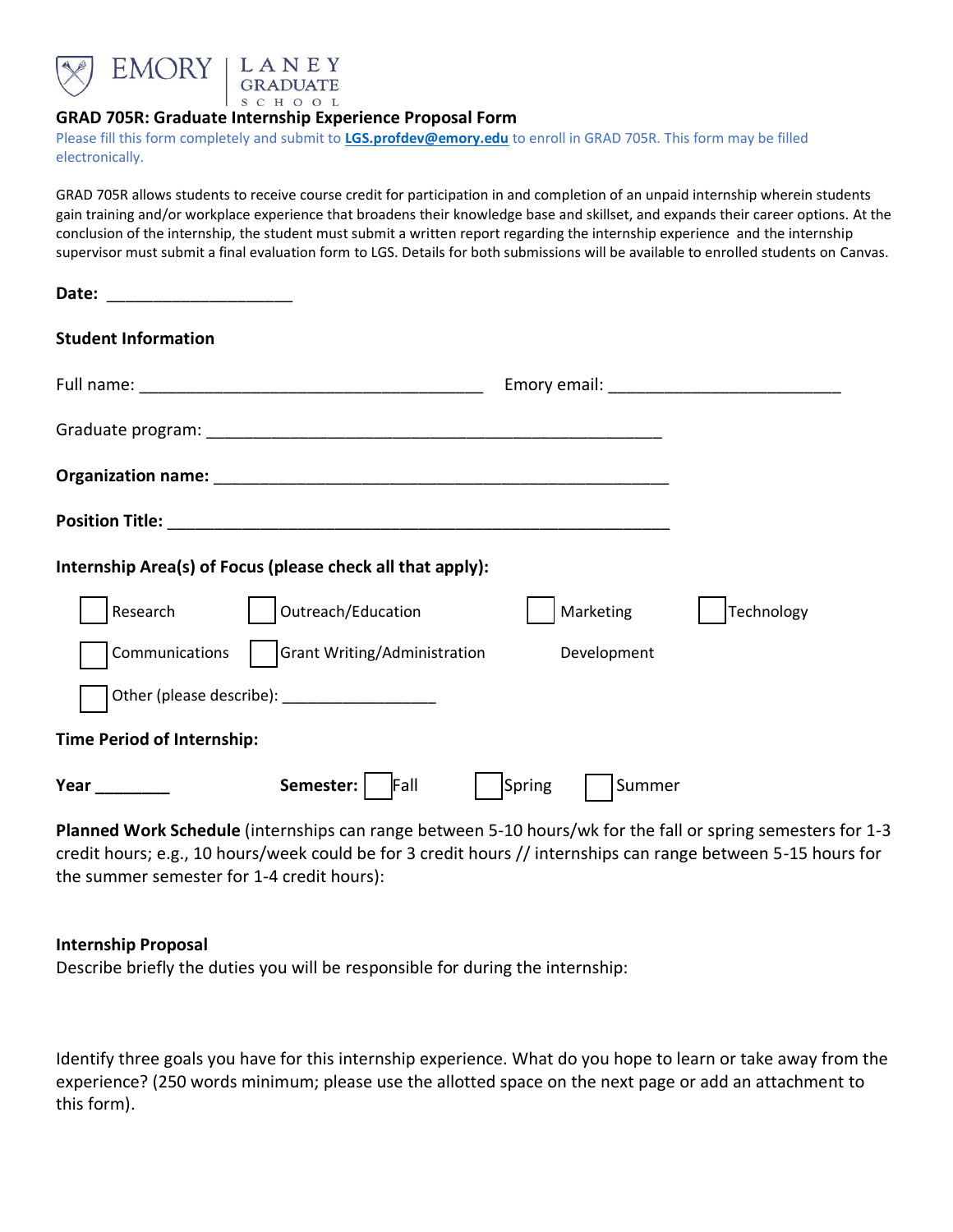EMORY | LANEY GRADUATE SCHOOL

**GRAD 705R: Graduate Internship Experience Proposal Form**

Please fill this form completely and submit to **LGS.profdev@emory.edu** to enroll in GRAD 705R. This form may be filled electronically.

GRAD 705R allows students to receive course credit for participation in and completion of an unpaid internship wherein students gain training and/or workplace experience that broadens their knowledge base and skillset, and expands their career options. At the conclusion of the internship, the student must submit a written report regarding the internship experience and the internship supervisor must submit a final evaluation form to LGS. Details for both submissions will be available to enrolled students on Canvas.

**Date:** ____________________

**Student Information**

Full name: ______________________________________ Emory email: _________________________

Graduate program: __________________________________________________

**Organization name:** __________________________________________________

**Position Title:** _______________________________________________________

**Internship Area(s) of Focus (please check all that apply):**

- ☐ Research
- ☐ Outreach/Education
- ☐ Marketing
- ☐ Technology
- ☐ Communications
- ☐ Grant Writing/Administration
- Development
- ☐ Other (please describe): __________________

**Time Period of Internship:**

**Year** ________ **Semester:** ☐ Fall ☐ Spring ☐ Summer

**Planned Work Schedule** (internships can range between 5-10 hours/wk for the fall or spring semesters for 1-3 credit hours; e.g., 10 hours/week could be for 3 credit hours // internships can range between 5-15 hours for the summer semester for 1-4 credit hours):

**Internship Proposal**

Describe briefly the duties you will be responsible for during the internship:

Identify three goals you have for this internship experience. What do you hope to learn or take away from the experience? (250 words minimum; please use the allotted space on the next page or add an attachment to this form).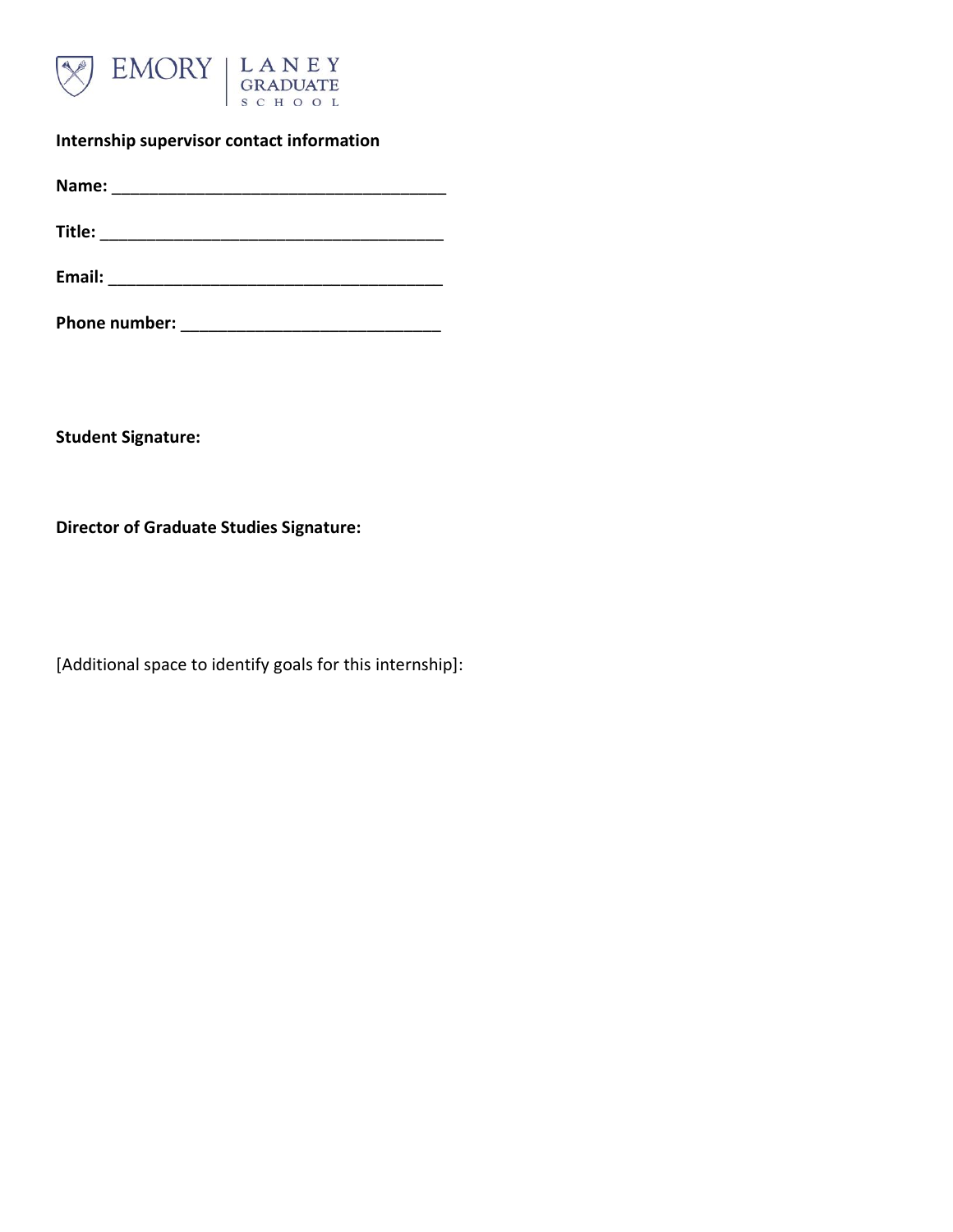**Internship supervisor contact information**

**Name:** ____________________________________

**Title:** ____________________________________

**Email:** ____________________________________

**Phone number:** ____________________________

**Student Signature:**

**Director of Graduate Studies Signature:**

[Additional space to identify goals for this internship]: